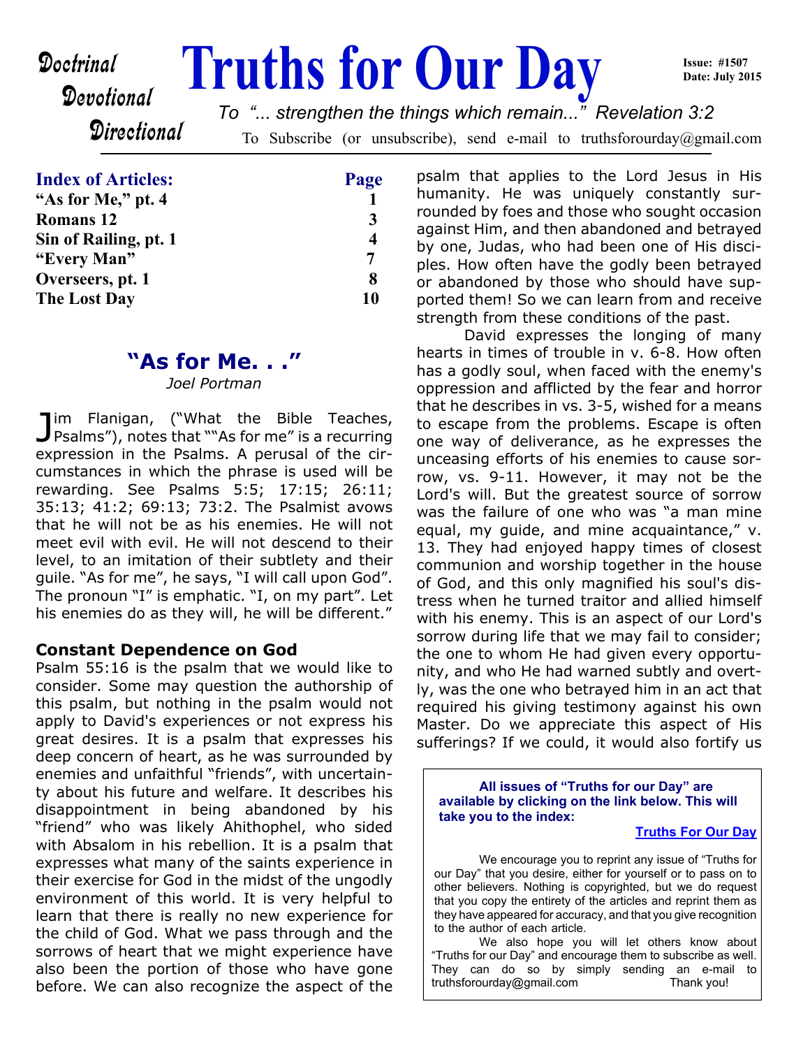# Truths for Our Day

Doctrinal
Devotional
Directional

Issue: #1507
Date: July 2015

*To "... strengthen the things which remain..." Revelation 3:2*

To Subscribe (or unsubscribe), send e-mail to truthsforourday@gmail.com

| **Index of Articles:** | **Page** |
|---|---|
| **"As for Me," pt. 4** | **1** |
| **Romans 12** | **3** |
| **Sin of Railing, pt. 1** | **4** |
| **"Every Man"** | **7** |
| **Overseers, pt. 1** | **8** |
| **The Lost Day** | **10** |

## "As for Me. . ."

*Joel Portman*

Jim Flanigan, ("What the Bible Teaches, Psalms"), notes that ""As for me" is a recurring expression in the Psalms. A perusal of the circumstances in which the phrase is used will be rewarding. See Psalms 5:5; 17:15; 26:11; 35:13; 41:2; 69:13; 73:2. The Psalmist avows that he will not be as his enemies. He will not meet evil with evil. He will not descend to their level, to an imitation of their subtlety and their guile. "As for me", he says, "I will call upon God". The pronoun "I" is emphatic. "I, on my part". Let his enemies do as they will, he will be different."

### Constant Dependence on God

Psalm 55:16 is the psalm that we would like to consider. Some may question the authorship of this psalm, but nothing in the psalm would not apply to David's experiences or not express his great desires. It is a psalm that expresses his deep concern of heart, as he was surrounded by enemies and unfaithful "friends", with uncertainty about his future and welfare. It describes his disappointment in being abandoned by his "friend" who was likely Ahithophel, who sided with Absalom in his rebellion. It is a psalm that expresses what many of the saints experience in their exercise for God in the midst of the ungodly environment of this world. It is very helpful to learn that there is really no new experience for the child of God. What we pass through and the sorrows of heart that we might experience have also been the portion of those who have gone before. We can also recognize the aspect of the psalm that applies to the Lord Jesus in His humanity. He was uniquely constantly surrounded by foes and those who sought occasion against Him, and then abandoned and betrayed by one, Judas, who had been one of His disciples. How often have the godly been betrayed or abandoned by those who should have supported them! So we can learn from and receive strength from these conditions of the past.

David expresses the longing of many hearts in times of trouble in v. 6-8. How often has a godly soul, when faced with the enemy's oppression and afflicted by the fear and horror that he describes in vs. 3-5, wished for a means to escape from the problems. Escape is often one way of deliverance, as he expresses the unceasing efforts of his enemies to cause sorrow, vs. 9-11. However, it may not be the Lord's will. But the greatest source of sorrow was the failure of one who was "a man mine equal, my guide, and mine acquaintance," v. 13. They had enjoyed happy times of closest communion and worship together in the house of God, and this only magnified his soul's distress when he turned traitor and allied himself with his enemy. This is an aspect of our Lord's sorrow during life that we may fail to consider; the one to whom He had given every opportunity, and who He had warned subtly and overtly, was the one who betrayed him in an act that required his giving testimony against his own Master. Do we appreciate this aspect of His sufferings? If we could, it would also fortify us

---

**All issues of "Truths for our Day" are available by clicking on the link below. This will take you to the index:**

**Truths For Our Day**

We encourage you to reprint any issue of "Truths for our Day" that you desire, either for yourself or to pass on to other believers. Nothing is copyrighted, but we do request that you copy the entirety of the articles and reprint them as they have appeared for accuracy, and that you give recognition to the author of each article.

We also hope you will let others know about "Truths for our Day" and encourage them to subscribe as well. They can do so by simply sending an e-mail to truthsforourday@gmail.com Thank you!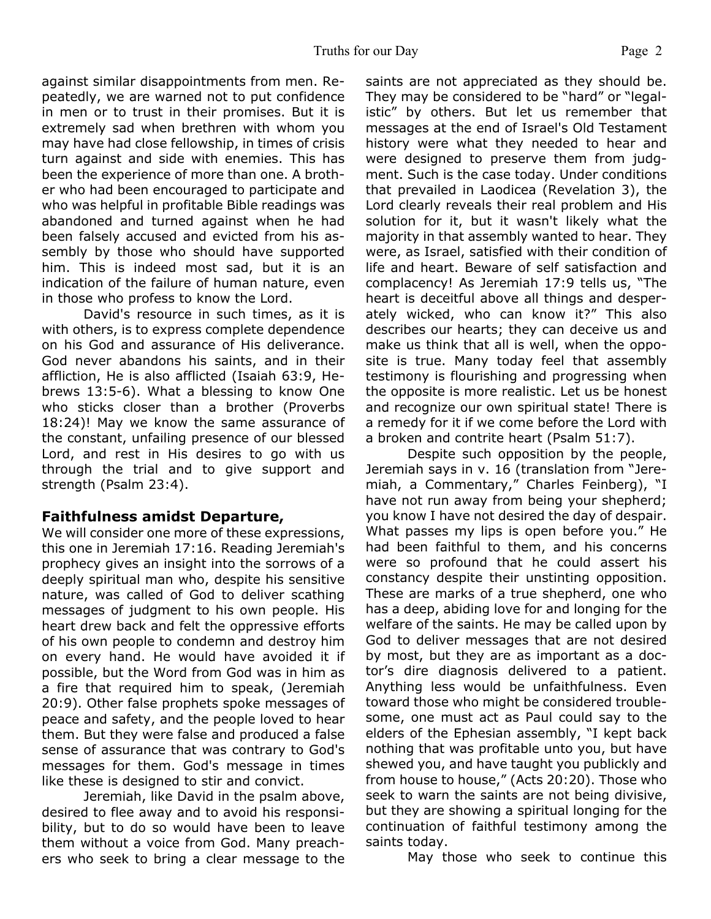against similar disappointments from men. Repeatedly, we are warned not to put confidence in men or to trust in their promises. But it is extremely sad when brethren with whom you may have had close fellowship, in times of crisis turn against and side with enemies. This has been the experience of more than one. A brother who had been encouraged to participate and who was helpful in profitable Bible readings was abandoned and turned against when he had been falsely accused and evicted from his assembly by those who should have supported him. This is indeed most sad, but it is an indication of the failure of human nature, even in those who profess to know the Lord.

David's resource in such times, as it is with others, is to express complete dependence on his God and assurance of His deliverance. God never abandons his saints, and in their affliction, He is also afflicted (Isaiah 63:9, Hebrews 13:5-6). What a blessing to know One who sticks closer than a brother (Proverbs 18:24)! May we know the same assurance of the constant, unfailing presence of our blessed Lord, and rest in His desires to go with us through the trial and to give support and strength (Psalm 23:4).

## Faithfulness amidst Departure,

We will consider one more of these expressions, this one in Jeremiah 17:16. Reading Jeremiah's prophecy gives an insight into the sorrows of a deeply spiritual man who, despite his sensitive nature, was called of God to deliver scathing messages of judgment to his own people. His heart drew back and felt the oppressive efforts of his own people to condemn and destroy him on every hand. He would have avoided it if possible, but the Word from God was in him as a fire that required him to speak, (Jeremiah 20:9). Other false prophets spoke messages of peace and safety, and the people loved to hear them. But they were false and produced a false sense of assurance that was contrary to God's messages for them. God's message in times like these is designed to stir and convict.

Jeremiah, like David in the psalm above, desired to flee away and to avoid his responsibility, but to do so would have been to leave them without a voice from God. Many preachers who seek to bring a clear message to the saints are not appreciated as they should be. They may be considered to be "hard" or "legalistic" by others. But let us remember that messages at the end of Israel's Old Testament history were what they needed to hear and were designed to preserve them from judgment. Such is the case today. Under conditions that prevailed in Laodicea (Revelation 3), the Lord clearly reveals their real problem and His solution for it, but it wasn't likely what the majority in that assembly wanted to hear. They were, as Israel, satisfied with their condition of life and heart. Beware of self satisfaction and complacency! As Jeremiah 17:9 tells us, "The heart is deceitful above all things and desperately wicked, who can know it?" This also describes our hearts; they can deceive us and make us think that all is well, when the opposite is true. Many today feel that assembly testimony is flourishing and progressing when the opposite is more realistic. Let us be honest and recognize our own spiritual state! There is a remedy for it if we come before the Lord with a broken and contrite heart (Psalm 51:7).

Despite such opposition by the people, Jeremiah says in v. 16 (translation from "Jeremiah, a Commentary," Charles Feinberg), "I have not run away from being your shepherd; you know I have not desired the day of despair. What passes my lips is open before you." He had been faithful to them, and his concerns were so profound that he could assert his constancy despite their unstinting opposition. These are marks of a true shepherd, one who has a deep, abiding love for and longing for the welfare of the saints. He may be called upon by God to deliver messages that are not desired by most, but they are as important as a doctor's dire diagnosis delivered to a patient. Anything less would be unfaithfulness. Even toward those who might be considered troublesome, one must act as Paul could say to the elders of the Ephesian assembly, "I kept back nothing that was profitable unto you, but have shewed you, and have taught you publickly and from house to house," (Acts 20:20). Those who seek to warn the saints are not being divisive, but they are showing a spiritual longing for the continuation of faithful testimony among the saints today.

May those who seek to continue this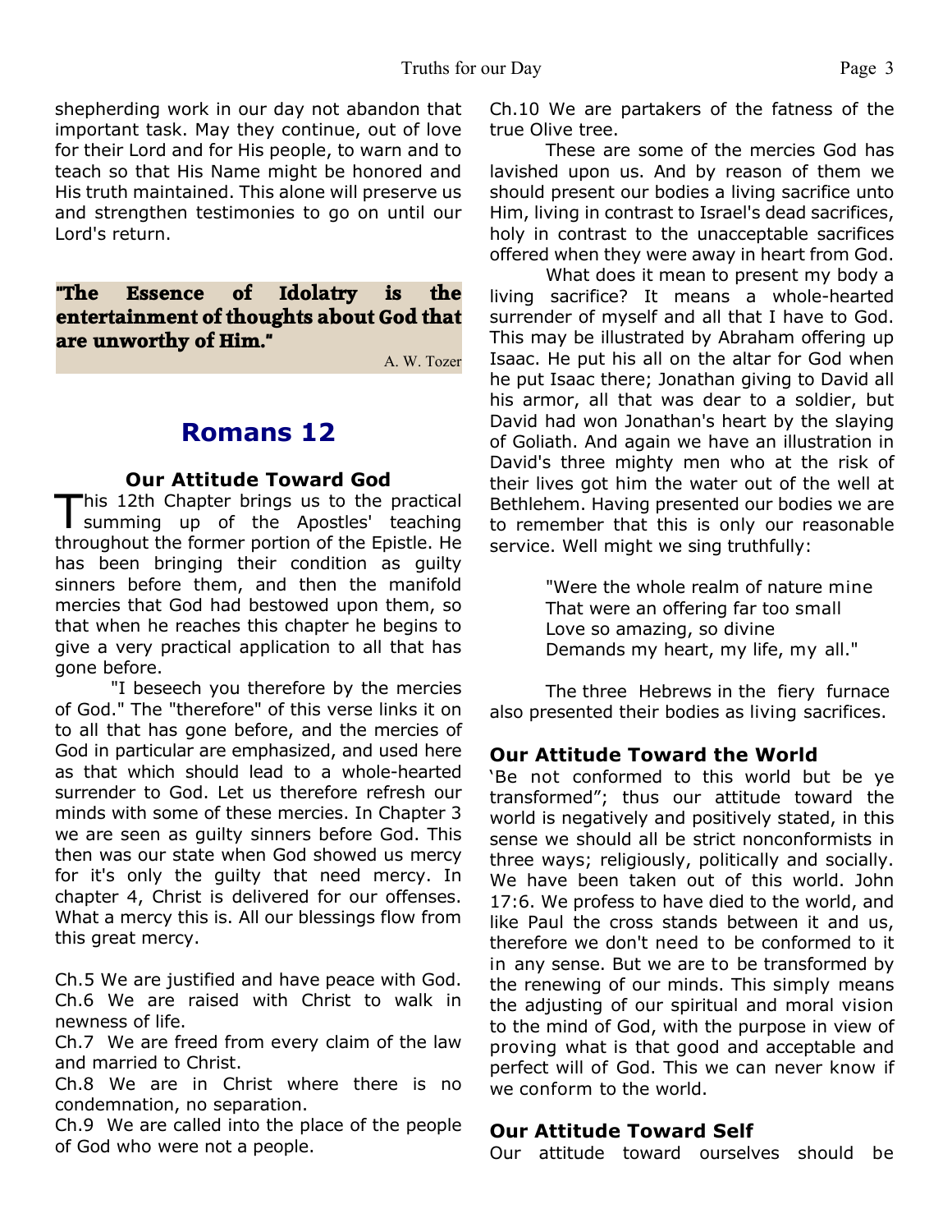shepherding work in our day not abandon that important task. May they continue, out of love for their Lord and for His people, to warn and to teach so that His Name might be honored and His truth maintained. This alone will preserve us and strengthen testimonies to go on until our Lord's return.

> **"The Essence of Idolatry is the entertainment of thoughts about God that are unworthy of Him."**
>
> A. W. Tozer

# Romans 12

## Our Attitude Toward God

This 12th Chapter brings us to the practical summing up of the Apostles' teaching throughout the former portion of the Epistle. He has been bringing their condition as guilty sinners before them, and then the manifold mercies that God had bestowed upon them, so that when he reaches this chapter he begins to give a very practical application to all that has gone before.

"I beseech you therefore by the mercies of God." The "therefore" of this verse links it on to all that has gone before, and the mercies of God in particular are emphasized, and used here as that which should lead to a whole-hearted surrender to God. Let us therefore refresh our minds with some of these mercies. In Chapter 3 we are seen as guilty sinners before God. This then was our state when God showed us mercy for it's only the guilty that need mercy. In chapter 4, Christ is delivered for our offenses. What a mercy this is. All our blessings flow from this great mercy.

Ch.5 We are justified and have peace with God.
Ch.6 We are raised with Christ to walk in newness of life.
Ch.7 We are freed from every claim of the law and married to Christ.
Ch.8 We are in Christ where there is no condemnation, no separation.
Ch.9 We are called into the place of the people of God who were not a people.
Ch.10 We are partakers of the fatness of the true Olive tree.

These are some of the mercies God has lavished upon us. And by reason of them we should present our bodies a living sacrifice unto Him, living in contrast to Israel's dead sacrifices, holy in contrast to the unacceptable sacrifices offered when they were away in heart from God.

What does it mean to present my body a living sacrifice? It means a whole-hearted surrender of myself and all that I have to God. This may be illustrated by Abraham offering up Isaac. He put his all on the altar for God when he put Isaac there; Jonathan giving to David all his armor, all that was dear to a soldier, but David had won Jonathan's heart by the slaying of Goliath. And again we have an illustration in David's three mighty men who at the risk of their lives got him the water out of the well at Bethlehem. Having presented our bodies we are to remember that this is only our reasonable service. Well might we sing truthfully:

> "Were the whole realm of nature mine
> That were an offering far too small
> Love so amazing, so divine
> Demands my heart, my life, my all."

The three Hebrews in the fiery furnace also presented their bodies as living sacrifices.

## Our Attitude Toward the World

'Be not conformed to this world but be ye transformed"; thus our attitude toward the world is negatively and positively stated, in this sense we should all be strict nonconformists in three ways; religiously, politically and socially. We have been taken out of this world. John 17:6. We profess to have died to the world, and like Paul the cross stands between it and us, therefore we don't need to be conformed to it in any sense. But we are to be transformed by the renewing of our minds. This simply means the adjusting of our spiritual and moral vision to the mind of God, with the purpose in view of proving what is that good and acceptable and perfect will of God. This we can never know if we conform to the world.

## Our Attitude Toward Self

Our attitude toward ourselves should be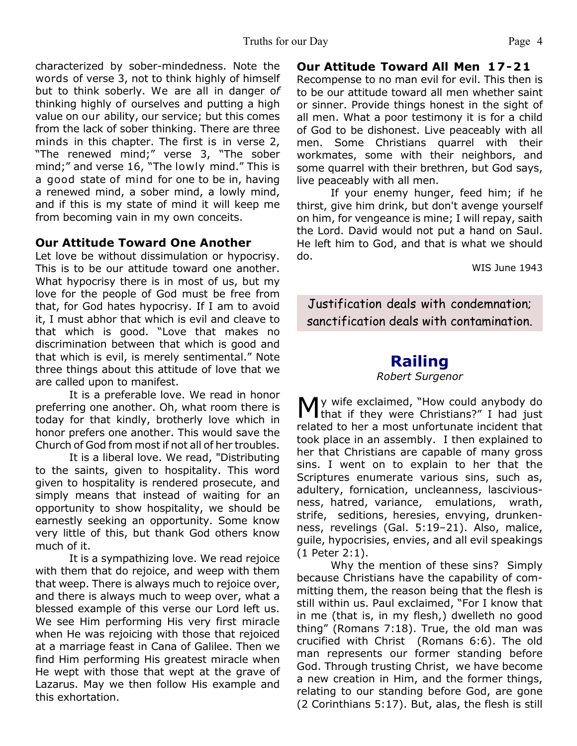characterized by sober-mindedness. Note the words of verse 3, not to think highly of himself but to think soberly. We are all in danger of thinking highly of ourselves and putting a high value on our ability, our service; but this comes from the lack of sober thinking. There are three minds in this chapter. The first is in verse 2, "The renewed mind;" verse 3, "The sober mind;" and verse 16, "The lowly mind." This is a good state of mind for one to be in, having a renewed mind, a sober mind, a lowly mind, and if this is my state of mind it will keep me from becoming vain in my own conceits.

### Our Attitude Toward One Another

Let love be without dissimulation or hypocrisy. This is to be our attitude toward one another. What hypocrisy there is in most of us, but my love for the people of God must be free from that, for God hates hypocrisy. If I am to avoid it, I must abhor that which is evil and cleave to that which is good. "Love that makes no discrimination between that which is good and that which is evil, is merely sentimental." Note three things about this attitude of love that we are called upon to manifest.

It is a preferable love. We read in honor preferring one another. Oh, what room there is today for that kindly, brotherly love which in honor prefers one another. This would save the Church of God from most if not all of her troubles.

It is a liberal love. We read, "Distributing to the saints, given to hospitality. This word given to hospitality is rendered prosecute, and simply means that instead of waiting for an opportunity to show hospitality, we should be earnestly seeking an opportunity. Some know very little of this, but thank God others know much of it.

It is a sympathizing love. We read rejoice with them that do rejoice, and weep with them that weep. There is always much to rejoice over, and there is always much to weep over, what a blessed example of this verse our Lord left us. We see Him performing His very first miracle when He was rejoicing with those that rejoiced at a marriage feast in Cana of Galilee. Then we find Him performing His greatest miracle when He wept with those that wept at the grave of Lazarus. May we then follow His example and this exhortation.

### Our Attitude Toward All Men 17-21

Recompense to no man evil for evil. This then is to be our attitude toward all men whether saint or sinner. Provide things honest in the sight of all men. What a poor testimony it is for a child of God to be dishonest. Live peaceably with all men. Some Christians quarrel with their workmates, some with their neighbors, and some quarrel with their brethren, but God says, live peaceably with all men.

If your enemy hunger, feed him; if he thirst, give him drink, but don't avenge yourself on him, for vengeance is mine; I will repay, saith the Lord. David would not put a hand on Saul. He left him to God, and that is what we should do.

WIS June 1943

Justification deals with condemnation; sanctification deals with contamination.

## Railing

*Robert Surgenor*

My wife exclaimed, "How could anybody do that if they were Christians?" I had just related to her a most unfortunate incident that took place in an assembly. I then explained to her that Christians are capable of many gross sins. I went on to explain to her that the Scriptures enumerate various sins, such as, adultery, fornication, uncleanness, lasciviousness, hatred, variance, emulations, wrath, strife, seditions, heresies, envying, drunkenness, revelings (Gal. 5:19–21). Also, malice, guile, hypocrisies, envies, and all evil speakings (1 Peter 2:1).

Why the mention of these sins? Simply because Christians have the capability of committing them, the reason being that the flesh is still within us. Paul exclaimed, "For I know that in me (that is, in my flesh,) dwelleth no good thing" (Romans 7:18). True, the old man was crucified with Christ (Romans 6:6). The old man represents our former standing before God. Through trusting Christ, we have become a new creation in Him, and the former things, relating to our standing before God, are gone (2 Corinthians 5:17). But, alas, the flesh is still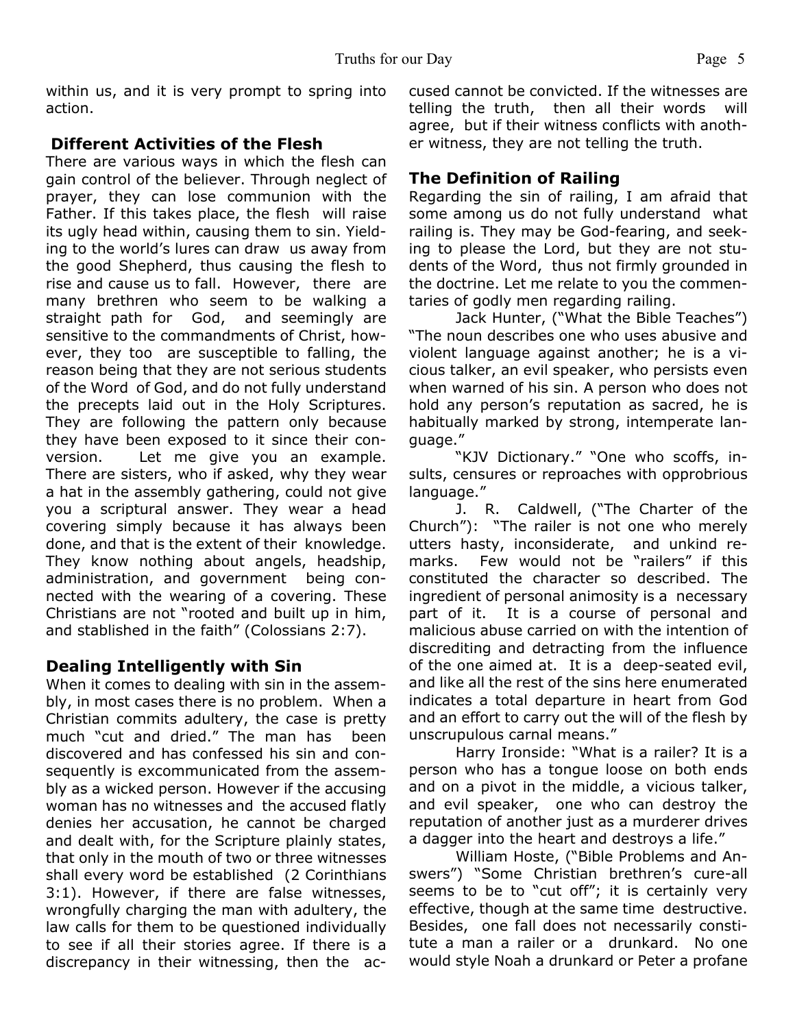within us, and it is very prompt to spring into action.

### Different Activities of the Flesh

There are various ways in which the flesh can gain control of the believer. Through neglect of prayer, they can lose communion with the Father. If this takes place, the flesh will raise its ugly head within, causing them to sin. Yielding to the world's lures can draw us away from the good Shepherd, thus causing the flesh to rise and cause us to fall. However, there are many brethren who seem to be walking a straight path for God, and seemingly are sensitive to the commandments of Christ, however, they too are susceptible to falling, the reason being that they are not serious students of the Word of God, and do not fully understand the precepts laid out in the Holy Scriptures. They are following the pattern only because they have been exposed to it since their conversion. Let me give you an example. There are sisters, who if asked, why they wear a hat in the assembly gathering, could not give you a scriptural answer. They wear a head covering simply because it has always been done, and that is the extent of their knowledge. They know nothing about angels, headship, administration, and government being connected with the wearing of a covering. These Christians are not "rooted and built up in him, and stablished in the faith" (Colossians 2:7).

### Dealing Intelligently with Sin

When it comes to dealing with sin in the assembly, in most cases there is no problem. When a Christian commits adultery, the case is pretty much "cut and dried." The man has been discovered and has confessed his sin and consequently is excommunicated from the assembly as a wicked person. However if the accusing woman has no witnesses and the accused flatly denies her accusation, he cannot be charged and dealt with, for the Scripture plainly states, that only in the mouth of two or three witnesses shall every word be established (2 Corinthians 3:1). However, if there are false witnesses, wrongfully charging the man with adultery, the law calls for them to be questioned individually to see if all their stories agree. If there is a discrepancy in their witnessing, then the accused cannot be convicted. If the witnesses are telling the truth, then all their words will agree, but if their witness conflicts with another witness, they are not telling the truth.

### The Definition of Railing

Regarding the sin of railing, I am afraid that some among us do not fully understand what railing is. They may be God-fearing, and seeking to please the Lord, but they are not students of the Word, thus not firmly grounded in the doctrine. Let me relate to you the commentaries of godly men regarding railing.

Jack Hunter, ("What the Bible Teaches") "The noun describes one who uses abusive and violent language against another; he is a vicious talker, an evil speaker, who persists even when warned of his sin. A person who does not hold any person's reputation as sacred, he is habitually marked by strong, intemperate language."

"KJV Dictionary." "One who scoffs, insults, censures or reproaches with opprobrious language."

J. R. Caldwell, ("The Charter of the Church"): "The railer is not one who merely utters hasty, inconsiderate, and unkind remarks. Few would not be "railers" if this constituted the character so described. The ingredient of personal animosity is a necessary part of it. It is a course of personal and malicious abuse carried on with the intention of discrediting and detracting from the influence of the one aimed at. It is a deep-seated evil, and like all the rest of the sins here enumerated indicates a total departure in heart from God and an effort to carry out the will of the flesh by unscrupulous carnal means."

Harry Ironside: "What is a railer? It is a person who has a tongue loose on both ends and on a pivot in the middle, a vicious talker, and evil speaker, one who can destroy the reputation of another just as a murderer drives a dagger into the heart and destroys a life."

William Hoste, ("Bible Problems and Answers") "Some Christian brethren's cure-all seems to be to "cut off"; it is certainly very effective, though at the same time destructive. Besides, one fall does not necessarily constitute a man a railer or a drunkard. No one would style Noah a drunkard or Peter a profane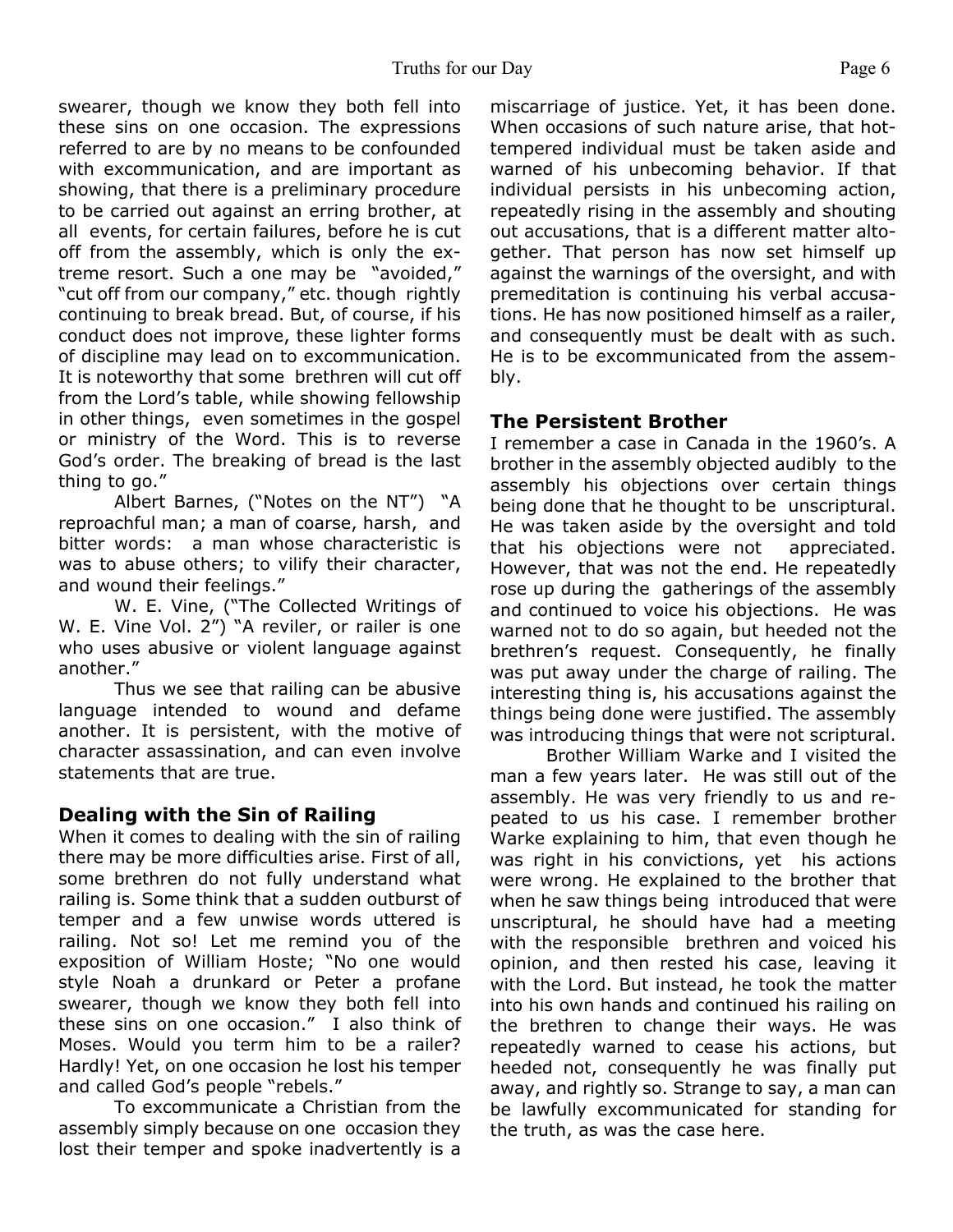swearer, though we know they both fell into these sins on one occasion. The expressions referred to are by no means to be confounded with excommunication, and are important as showing, that there is a preliminary procedure to be carried out against an erring brother, at all events, for certain failures, before he is cut off from the assembly, which is only the extreme resort. Such a one may be "avoided," "cut off from our company," etc. though rightly continuing to break bread. But, of course, if his conduct does not improve, these lighter forms of discipline may lead on to excommunication. It is noteworthy that some brethren will cut off from the Lord's table, while showing fellowship in other things, even sometimes in the gospel or ministry of the Word. This is to reverse God's order. The breaking of bread is the last thing to go."

Albert Barnes, ("Notes on the NT") "A reproachful man; a man of coarse, harsh, and bitter words: a man whose characteristic is was to abuse others; to vilify their character, and wound their feelings."

W. E. Vine, ("The Collected Writings of W. E. Vine Vol. 2") "A reviler, or railer is one who uses abusive or violent language against another."

Thus we see that railing can be abusive language intended to wound and defame another. It is persistent, with the motive of character assassination, and can even involve statements that are true.

## Dealing with the Sin of Railing

When it comes to dealing with the sin of railing there may be more difficulties arise. First of all, some brethren do not fully understand what railing is. Some think that a sudden outburst of temper and a few unwise words uttered is railing. Not so! Let me remind you of the exposition of William Hoste; "No one would style Noah a drunkard or Peter a profane swearer, though we know they both fell into these sins on one occasion." I also think of Moses. Would you term him to be a railer? Hardly! Yet, on one occasion he lost his temper and called God's people "rebels."

To excommunicate a Christian from the assembly simply because on one occasion they lost their temper and spoke inadvertently is a miscarriage of justice. Yet, it has been done. When occasions of such nature arise, that hot-tempered individual must be taken aside and warned of his unbecoming behavior. If that individual persists in his unbecoming action, repeatedly rising in the assembly and shouting out accusations, that is a different matter altogether. That person has now set himself up against the warnings of the oversight, and with premeditation is continuing his verbal accusations. He has now positioned himself as a railer, and consequently must be dealt with as such. He is to be excommunicated from the assembly.

## The Persistent Brother

I remember a case in Canada in the 1960's. A brother in the assembly objected audibly to the assembly his objections over certain things being done that he thought to be unscriptural. He was taken aside by the oversight and told that his objections were not appreciated. However, that was not the end. He repeatedly rose up during the gatherings of the assembly and continued to voice his objections. He was warned not to do so again, but heeded not the brethren's request. Consequently, he finally was put away under the charge of railing. The interesting thing is, his accusations against the things being done were justified. The assembly was introducing things that were not scriptural.

Brother William Warke and I visited the man a few years later. He was still out of the assembly. He was very friendly to us and repeated to us his case. I remember brother Warke explaining to him, that even though he was right in his convictions, yet his actions were wrong. He explained to the brother that when he saw things being introduced that were unscriptural, he should have had a meeting with the responsible brethren and voiced his opinion, and then rested his case, leaving it with the Lord. But instead, he took the matter into his own hands and continued his railing on the brethren to change their ways. He was repeatedly warned to cease his actions, but heeded not, consequently he was finally put away, and rightly so. Strange to say, a man can be lawfully excommunicated for standing for the truth, as was the case here.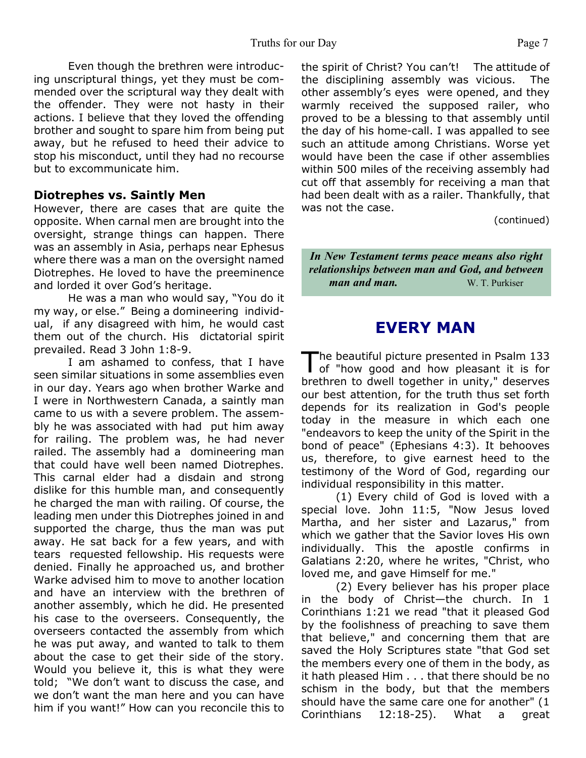Even though the brethren were introducing unscriptural things, yet they must be commended over the scriptural way they dealt with the offender. They were not hasty in their actions. I believe that they loved the offending brother and sought to spare him from being put away, but he refused to heed their advice to stop his misconduct, until they had no recourse but to excommunicate him.

### Diotrephes vs. Saintly Men

However, there are cases that are quite the opposite. When carnal men are brought into the oversight, strange things can happen. There was an assembly in Asia, perhaps near Ephesus where there was a man on the oversight named Diotrephes. He loved to have the preeminence and lorded it over God's heritage.

He was a man who would say, "You do it my way, or else." Being a domineering individual, if any disagreed with him, he would cast them out of the church. His dictatorial spirit prevailed. Read 3 John 1:8-9.

I am ashamed to confess, that I have seen similar situations in some assemblies even in our day. Years ago when brother Warke and I were in Northwestern Canada, a saintly man came to us with a severe problem. The assembly he was associated with had put him away for railing. The problem was, he had never railed. The assembly had a domineering man that could have well been named Diotrephes. This carnal elder had a disdain and strong dislike for this humble man, and consequently he charged the man with railing. Of course, the leading men under this Diotrephes joined in and supported the charge, thus the man was put away. He sat back for a few years, and with tears requested fellowship. His requests were denied. Finally he approached us, and brother Warke advised him to move to another location and have an interview with the brethren of another assembly, which he did. He presented his case to the overseers. Consequently, the overseers contacted the assembly from which he was put away, and wanted to talk to them about the case to get their side of the story. Would you believe it, this is what they were told; "We don't want to discuss the case, and we don't want the man here and you can have him if you want!" How can you reconcile this to the spirit of Christ? You can't! The attitude of the disciplining assembly was vicious. The other assembly's eyes were opened, and they warmly received the supposed railer, who proved to be a blessing to that assembly until the day of his home-call. I was appalled to see such an attitude among Christians. Worse yet would have been the case if other assemblies within 500 miles of the receiving assembly had cut off that assembly for receiving a man that had been dealt with as a railer. Thankfully, that was not the case.

(continued)

> ***In New Testament terms peace means also right relationships between man and God, and between man and man.*** W. T. Purkiser

## EVERY MAN

The beautiful picture presented in Psalm 133 of "how good and how pleasant it is for brethren to dwell together in unity," deserves our best attention, for the truth thus set forth depends for its realization in God's people today in the measure in which each one "endeavors to keep the unity of the Spirit in the bond of peace" (Ephesians 4:3). It behooves us, therefore, to give earnest heed to the testimony of the Word of God, regarding our individual responsibility in this matter.

(1) Every child of God is loved with a special love. John 11:5, "Now Jesus loved Martha, and her sister and Lazarus," from which we gather that the Savior loves His own individually. This the apostle confirms in Galatians 2:20, where he writes, "Christ, who loved me, and gave Himself for me."

(2) Every believer has his proper place in the body of Christ—the church. In 1 Corinthians 1:21 we read "that it pleased God by the foolishness of preaching to save them that believe," and concerning them that are saved the Holy Scriptures state "that God set the members every one of them in the body, as it hath pleased Him . . . that there should be no schism in the body, but that the members should have the same care one for another" (1 Corinthians 12:18-25). What a great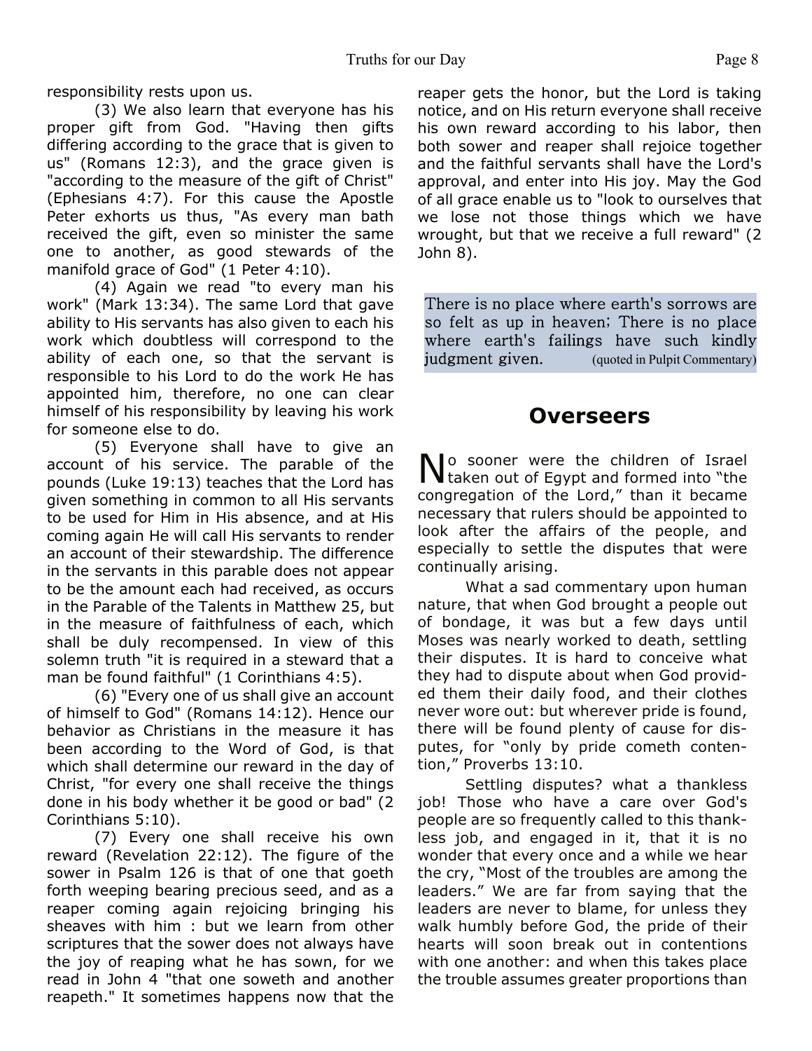responsibility rests upon us.

(3) We also learn that everyone has his proper gift from God. "Having then gifts differing according to the grace that is given to us" (Romans 12:3), and the grace given is "according to the measure of the gift of Christ" (Ephesians 4:7). For this cause the Apostle Peter exhorts us thus, "As every man bath received the gift, even so minister the same one to another, as good stewards of the manifold grace of God" (1 Peter 4:10).

(4) Again we read "to every man his work" (Mark 13:34). The same Lord that gave ability to His servants has also given to each his work which doubtless will correspond to the ability of each one, so that the servant is responsible to his Lord to do the work He has appointed him, therefore, no one can clear himself of his responsibility by leaving his work for someone else to do.

(5) Everyone shall have to give an account of his service. The parable of the pounds (Luke 19:13) teaches that the Lord has given something in common to all His servants to be used for Him in His absence, and at His coming again He will call His servants to render an account of their stewardship. The difference in the servants in this parable does not appear to be the amount each had received, as occurs in the Parable of the Talents in Matthew 25, but in the measure of faithfulness of each, which shall be duly recompensed. In view of this solemn truth "it is required in a steward that a man be found faithful" (1 Corinthians 4:5).

(6) "Every one of us shall give an account of himself to God" (Romans 14:12). Hence our behavior as Christians in the measure it has been according to the Word of God, is that which shall determine our reward in the day of Christ, "for every one shall receive the things done in his body whether it be good or bad" (2 Corinthians 5:10).

(7) Every one shall receive his own reward (Revelation 22:12). The figure of the sower in Psalm 126 is that of one that goeth forth weeping bearing precious seed, and as a reaper coming again rejoicing bringing his sheaves with him : but we learn from other scriptures that the sower does not always have the joy of reaping what he has sown, for we read in John 4 "that one soweth and another reapeth." It sometimes happens now that the reaper gets the honor, but the Lord is taking notice, and on His return everyone shall receive his own reward according to his labor, then both sower and reaper shall rejoice together and the faithful servants shall have the Lord's approval, and enter into His joy. May the God of all grace enable us to "look to ourselves that we lose not those things which we have wrought, but that we receive a full reward" (2 John 8).

> There is no place where earth's sorrows are so felt as up in heaven; There is no place where earth's failings have such kindly judgment given. (quoted in Pulpit Commentary)

## Overseers

No sooner were the children of Israel taken out of Egypt and formed into "the congregation of the Lord," than it became necessary that rulers should be appointed to look after the affairs of the people, and especially to settle the disputes that were continually arising.

What a sad commentary upon human nature, that when God brought a people out of bondage, it was but a few days until Moses was nearly worked to death, settling their disputes. It is hard to conceive what they had to dispute about when God provided them their daily food, and their clothes never wore out: but wherever pride is found, there will be found plenty of cause for disputes, for "only by pride cometh contention," Proverbs 13:10.

Settling disputes? what a thankless job! Those who have a care over God's people are so frequently called to this thankless job, and engaged in it, that it is no wonder that every once and a while we hear the cry, "Most of the troubles are among the leaders." We are far from saying that the leaders are never to blame, for unless they walk humbly before God, the pride of their hearts will soon break out in contentions with one another: and when this takes place the trouble assumes greater proportions than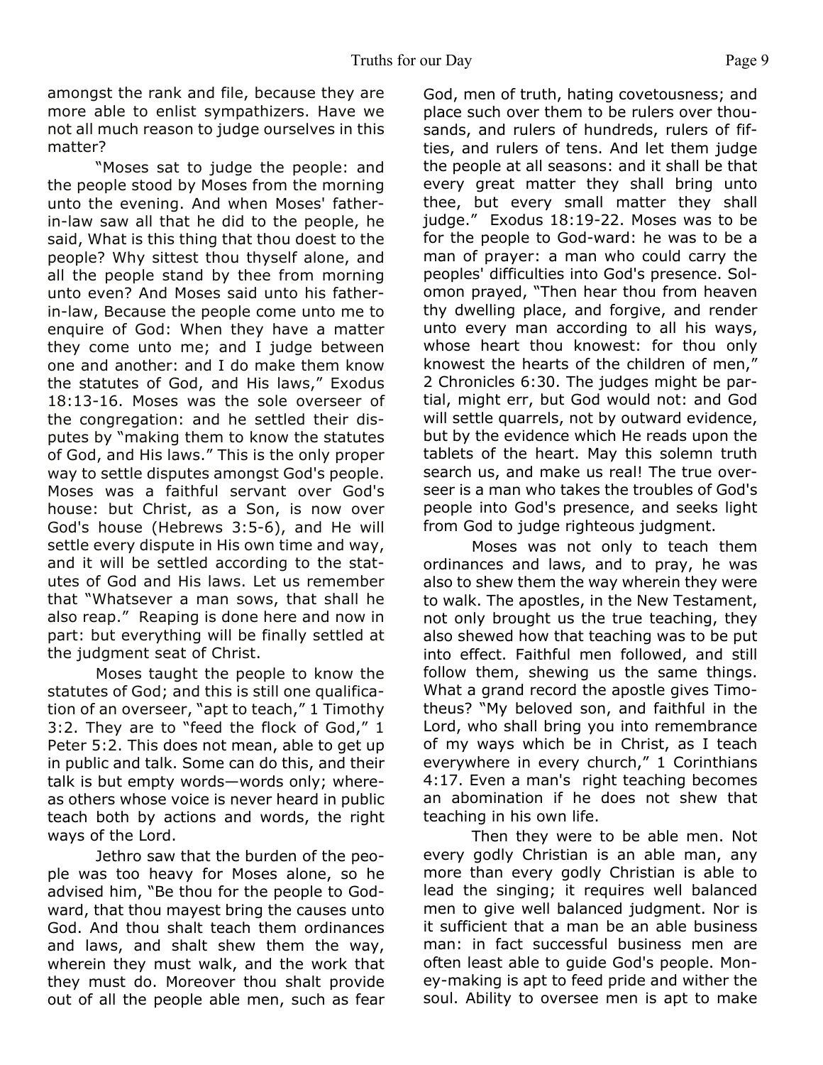amongst the rank and file, because they are more able to enlist sympathizers. Have we not all much reason to judge ourselves in this matter?

"Moses sat to judge the people: and the people stood by Moses from the morning unto the evening. And when Moses' father-in-law saw all that he did to the people, he said, What is this thing that thou doest to the people? Why sittest thou thyself alone, and all the people stand by thee from morning unto even? And Moses said unto his father-in-law, Because the people come unto me to enquire of God: When they have a matter they come unto me; and I judge between one and another: and I do make them know the statutes of God, and His laws," Exodus 18:13-16. Moses was the sole overseer of the congregation: and he settled their disputes by "making them to know the statutes of God, and His laws." This is the only proper way to settle disputes amongst God's people. Moses was a faithful servant over God's house: but Christ, as a Son, is now over God's house (Hebrews 3:5-6), and He will settle every dispute in His own time and way, and it will be settled according to the statutes of God and His laws. Let us remember that "Whatsever a man sows, that shall he also reap." Reaping is done here and now in part: but everything will be finally settled at the judgment seat of Christ.

Moses taught the people to know the statutes of God; and this is still one qualification of an overseer, "apt to teach," 1 Timothy 3:2. They are to "feed the flock of God," 1 Peter 5:2. This does not mean, able to get up in public and talk. Some can do this, and their talk is but empty words—words only; whereas others whose voice is never heard in public teach both by actions and words, the right ways of the Lord.

Jethro saw that the burden of the people was too heavy for Moses alone, so he advised him, "Be thou for the people to God-ward, that thou mayest bring the causes unto God. And thou shalt teach them ordinances and laws, and shalt shew them the way, wherein they must walk, and the work that they must do. Moreover thou shalt provide out of all the people able men, such as fear God, men of truth, hating covetousness; and place such over them to be rulers over thousands, and rulers of hundreds, rulers of fifties, and rulers of tens. And let them judge the people at all seasons: and it shall be that every great matter they shall bring unto thee, but every small matter they shall judge." Exodus 18:19-22. Moses was to be for the people to God-ward: he was to be a man of prayer: a man who could carry the peoples' difficulties into God's presence. Solomon prayed, "Then hear thou from heaven thy dwelling place, and forgive, and render unto every man according to all his ways, whose heart thou knowest: for thou only knowest the hearts of the children of men," 2 Chronicles 6:30. The judges might be partial, might err, but God would not: and God will settle quarrels, not by outward evidence, but by the evidence which He reads upon the tablets of the heart. May this solemn truth search us, and make us real! The true overseer is a man who takes the troubles of God's people into God's presence, and seeks light from God to judge righteous judgment.

Moses was not only to teach them ordinances and laws, and to pray, he was also to shew them the way wherein they were to walk. The apostles, in the New Testament, not only brought us the true teaching, they also shewed how that teaching was to be put into effect. Faithful men followed, and still follow them, shewing us the same things. What a grand record the apostle gives Timotheus? "My beloved son, and faithful in the Lord, who shall bring you into remembrance of my ways which be in Christ, as I teach everywhere in every church," 1 Corinthians 4:17. Even a man's right teaching becomes an abomination if he does not shew that teaching in his own life.

Then they were to be able men. Not every godly Christian is an able man, any more than every godly Christian is able to lead the singing; it requires well balanced men to give well balanced judgment. Nor is it sufficient that a man be an able business man: in fact successful business men are often least able to guide God's people. Money-making is apt to feed pride and wither the soul. Ability to oversee men is apt to make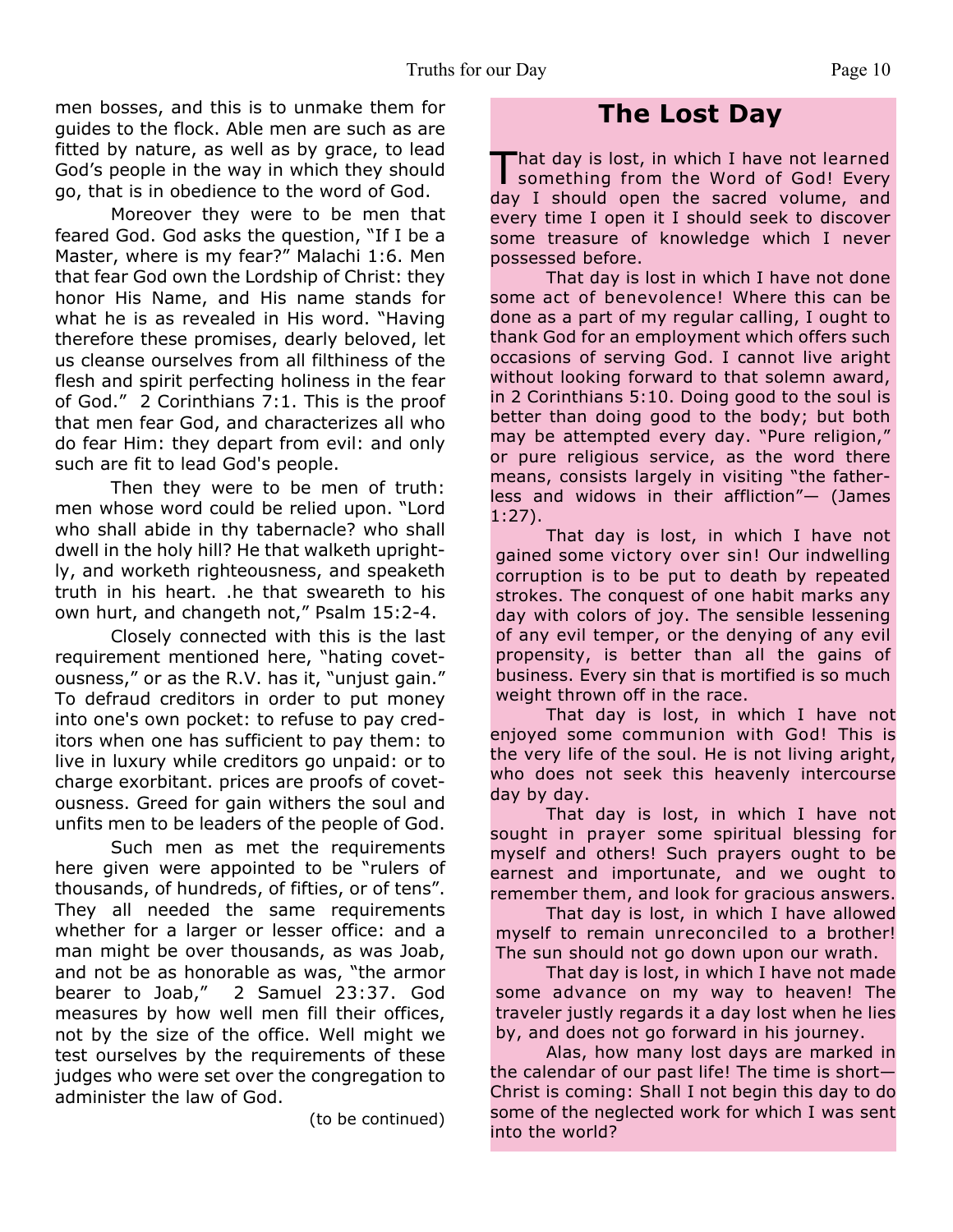men bosses, and this is to unmake them for guides to the flock. Able men are such as are fitted by nature, as well as by grace, to lead God's people in the way in which they should go, that is in obedience to the word of God.

Moreover they were to be men that feared God. God asks the question, "If I be a Master, where is my fear?" Malachi 1:6. Men that fear God own the Lordship of Christ: they honor His Name, and His name stands for what he is as revealed in His word. "Having therefore these promises, dearly beloved, let us cleanse ourselves from all filthiness of the flesh and spirit perfecting holiness in the fear of God." 2 Corinthians 7:1. This is the proof that men fear God, and characterizes all who do fear Him: they depart from evil: and only such are fit to lead God's people.

Then they were to be men of truth: men whose word could be relied upon. "Lord who shall abide in thy tabernacle? who shall dwell in the holy hill? He that walketh uprightly, and worketh righteousness, and speaketh truth in his heart. .he that sweareth to his own hurt, and changeth not," Psalm 15:2-4.

Closely connected with this is the last requirement mentioned here, "hating covetousness," or as the R.V. has it, "unjust gain." To defraud creditors in order to put money into one's own pocket: to refuse to pay creditors when one has sufficient to pay them: to live in luxury while creditors go unpaid: or to charge exorbitant. prices are proofs of covetousness. Greed for gain withers the soul and unfits men to be leaders of the people of God.

Such men as met the requirements here given were appointed to be "rulers of thousands, of hundreds, of fifties, or of tens". They all needed the same requirements whether for a larger or lesser office: and a man might be over thousands, as was Joab, and not be as honorable as was, "the armor bearer to Joab," 2 Samuel 23:37. God measures by how well men fill their offices, not by the size of the office. Well might we test ourselves by the requirements of these judges who were set over the congregation to administer the law of God.

(to be continued)

## The Lost Day

That day is lost, in which I have not learned something from the Word of God! Every day I should open the sacred volume, and every time I open it I should seek to discover some treasure of knowledge which I never possessed before.

That day is lost in which I have not done some act of benevolence! Where this can be done as a part of my regular calling, I ought to thank God for an employment which offers such occasions of serving God. I cannot live aright without looking forward to that solemn award, in 2 Corinthians 5:10. Doing good to the soul is better than doing good to the body; but both may be attempted every day. "Pure religion," or pure religious service, as the word there means, consists largely in visiting "the fatherless and widows in their affliction"— (James 1:27).

That day is lost, in which I have not gained some victory over sin! Our indwelling corruption is to be put to death by repeated strokes. The conquest of one habit marks any day with colors of joy. The sensible lessening of any evil temper, or the denying of any evil propensity, is better than all the gains of business. Every sin that is mortified is so much weight thrown off in the race.

That day is lost, in which I have not enjoyed some communion with God! This is the very life of the soul. He is not living aright, who does not seek this heavenly intercourse day by day.

That day is lost, in which I have not sought in prayer some spiritual blessing for myself and others! Such prayers ought to be earnest and importunate, and we ought to remember them, and look for gracious answers.

That day is lost, in which I have allowed myself to remain unreconciled to a brother! The sun should not go down upon our wrath.

That day is lost, in which I have not made some advance on my way to heaven! The traveler justly regards it a day lost when he lies by, and does not go forward in his journey.

Alas, how many lost days are marked in the calendar of our past life! The time is short—Christ is coming: Shall I not begin this day to do some of the neglected work for which I was sent into the world?